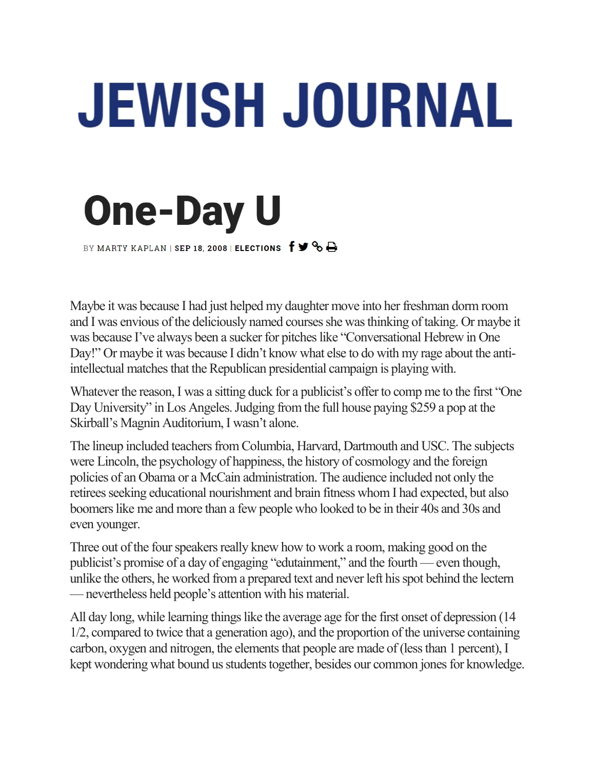# JEWISH JOURNAL

## One-Day U

BY MARTY KAPLAN | SEP 18, 2008 | **ELECTIONS**

Maybe it was because I had just helped my daughter move into her freshman dorm room and I was envious of the deliciously named courses she was thinking of taking. Or maybe it was because I've always been a sucker for pitches like "Conversational Hebrew in One Day!" Or maybe it was because I didn't know what else to do with my rage about the anti-intellectual matches that the Republican presidential campaign is playing with.

Whatever the reason, I was a sitting duck for a publicist's offer to comp me to the first "One Day University" in Los Angeles. Judging from the full house paying $259 a pop at the Skirball's Magnin Auditorium, I wasn't alone.

The lineup included teachers from Columbia, Harvard, Dartmouth and USC. The subjects were Lincoln, the psychology of happiness, the history of cosmology and the foreign policies of an Obama or a McCain administration. The audience included not only the retirees seeking educational nourishment and brain fitness whom I had expected, but also boomers like me and more than a few people who looked to be in their 40s and 30s and even younger.

Three out of the four speakers really knew how to work a room, making good on the publicist's promise of a day of engaging "edutainment," and the fourth — even though, unlike the others, he worked from a prepared text and never left his spot behind the lectern — nevertheless held people's attention with his material.

All day long, while learning things like the average age for the first onset of depression (14 1/2, compared to twice that a generation ago), and the proportion of the universe containing carbon, oxygen and nitrogen, the elements that people are made of (less than 1 percent), I kept wondering what bound us students together, besides our common jones for knowledge.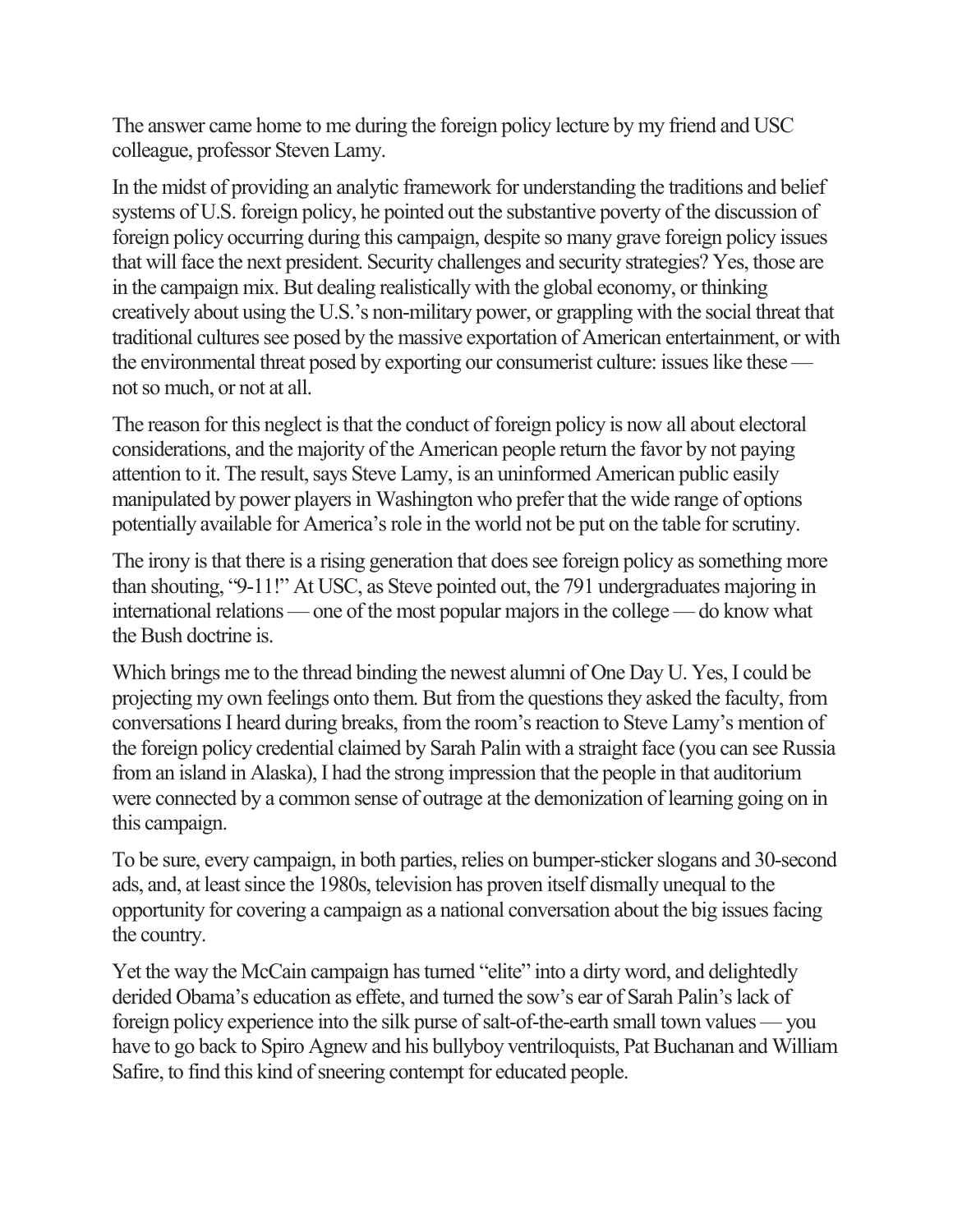The answer came home to me during the foreign policy lecture by my friend and USC colleague, professor Steven Lamy.

In the midst of providing an analytic framework for understanding the traditions and belief systems of U.S. foreign policy, he pointed out the substantive poverty of the discussion of foreign policy occurring during this campaign, despite so many grave foreign policy issues that will face the next president. Security challenges and security strategies? Yes, those are in the campaign mix. But dealing realistically with the global economy, or thinking creatively about using the U.S.'s non-military power, or grappling with the social threat that traditional cultures see posed by the massive exportation of American entertainment, or with the environmental threat posed by exporting our consumerist culture: issues like these — not so much, or not at all.

The reason for this neglect is that the conduct of foreign policy is now all about electoral considerations, and the majority of the American people return the favor by not paying attention to it. The result, says Steve Lamy, is an uninformed American public easily manipulated by power players in Washington who prefer that the wide range of options potentially available for America's role in the world not be put on the table for scrutiny.

The irony is that there is a rising generation that does see foreign policy as something more than shouting, "9-11!" At USC, as Steve pointed out, the 791 undergraduates majoring in international relations — one of the most popular majors in the college — do know what the Bush doctrine is.

Which brings me to the thread binding the newest alumni of One Day U. Yes, I could be projecting my own feelings onto them. But from the questions they asked the faculty, from conversations I heard during breaks, from the room's reaction to Steve Lamy's mention of the foreign policy credential claimed by Sarah Palin with a straight face (you can see Russia from an island in Alaska), I had the strong impression that the people in that auditorium were connected by a common sense of outrage at the demonization of learning going on in this campaign.

To be sure, every campaign, in both parties, relies on bumper-sticker slogans and 30-second ads, and, at least since the 1980s, television has proven itself dismally unequal to the opportunity for covering a campaign as a national conversation about the big issues facing the country.

Yet the way the McCain campaign has turned "elite" into a dirty word, and delightedly derided Obama's education as effete, and turned the sow's ear of Sarah Palin's lack of foreign policy experience into the silk purse of salt-of-the-earth small town values — you have to go back to Spiro Agnew and his bullyboy ventriloquists, Pat Buchanan and William Safire, to find this kind of sneering contempt for educated people.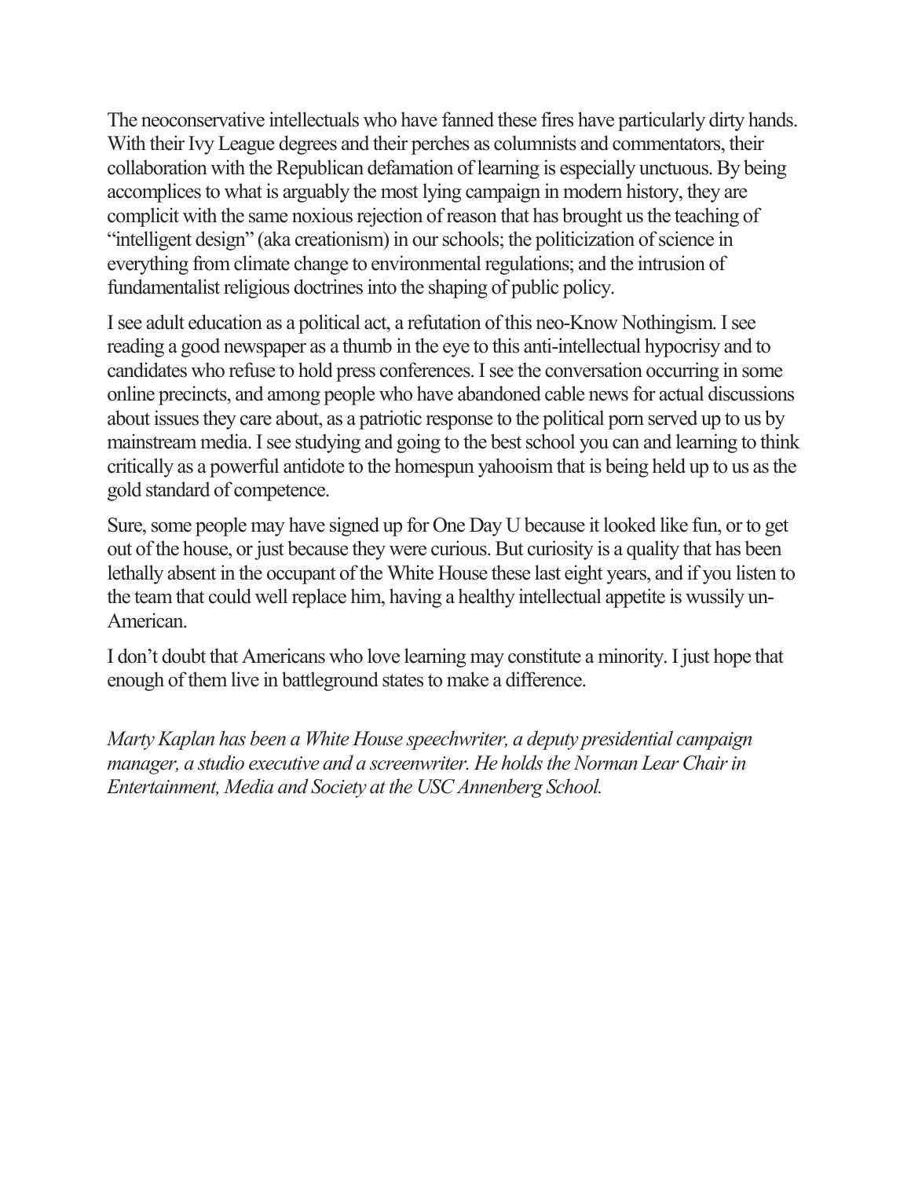The neoconservative intellectuals who have fanned these fires have particularly dirty hands. With their Ivy League degrees and their perches as columnists and commentators, their collaboration with the Republican defamation of learning is especially unctuous. By being accomplices to what is arguably the most lying campaign in modern history, they are complicit with the same noxious rejection of reason that has brought us the teaching of "intelligent design" (aka creationism) in our schools; the politicization of science in everything from climate change to environmental regulations; and the intrusion of fundamentalist religious doctrines into the shaping of public policy.

I see adult education as a political act, a refutation of this neo-Know Nothingism. I see reading a good newspaper as a thumb in the eye to this anti-intellectual hypocrisy and to candidates who refuse to hold press conferences. I see the conversation occurring in some online precincts, and among people who have abandoned cable news for actual discussions about issues they care about, as a patriotic response to the political porn served up to us by mainstream media. I see studying and going to the best school you can and learning to think critically as a powerful antidote to the homespun yahooism that is being held up to us as the gold standard of competence.

Sure, some people may have signed up for One Day U because it looked like fun, or to get out of the house, or just because they were curious. But curiosity is a quality that has been lethally absent in the occupant of the White House these last eight years, and if you listen to the team that could well replace him, having a healthy intellectual appetite is wussily un-American.

I don't doubt that Americans who love learning may constitute a minority. I just hope that enough of them live in battleground states to make a difference.

*Marty Kaplan has been a White House speechwriter, a deputy presidential campaign manager, a studio executive and a screenwriter. He holds the Norman Lear Chair in Entertainment, Media and Society at the USC Annenberg School.*